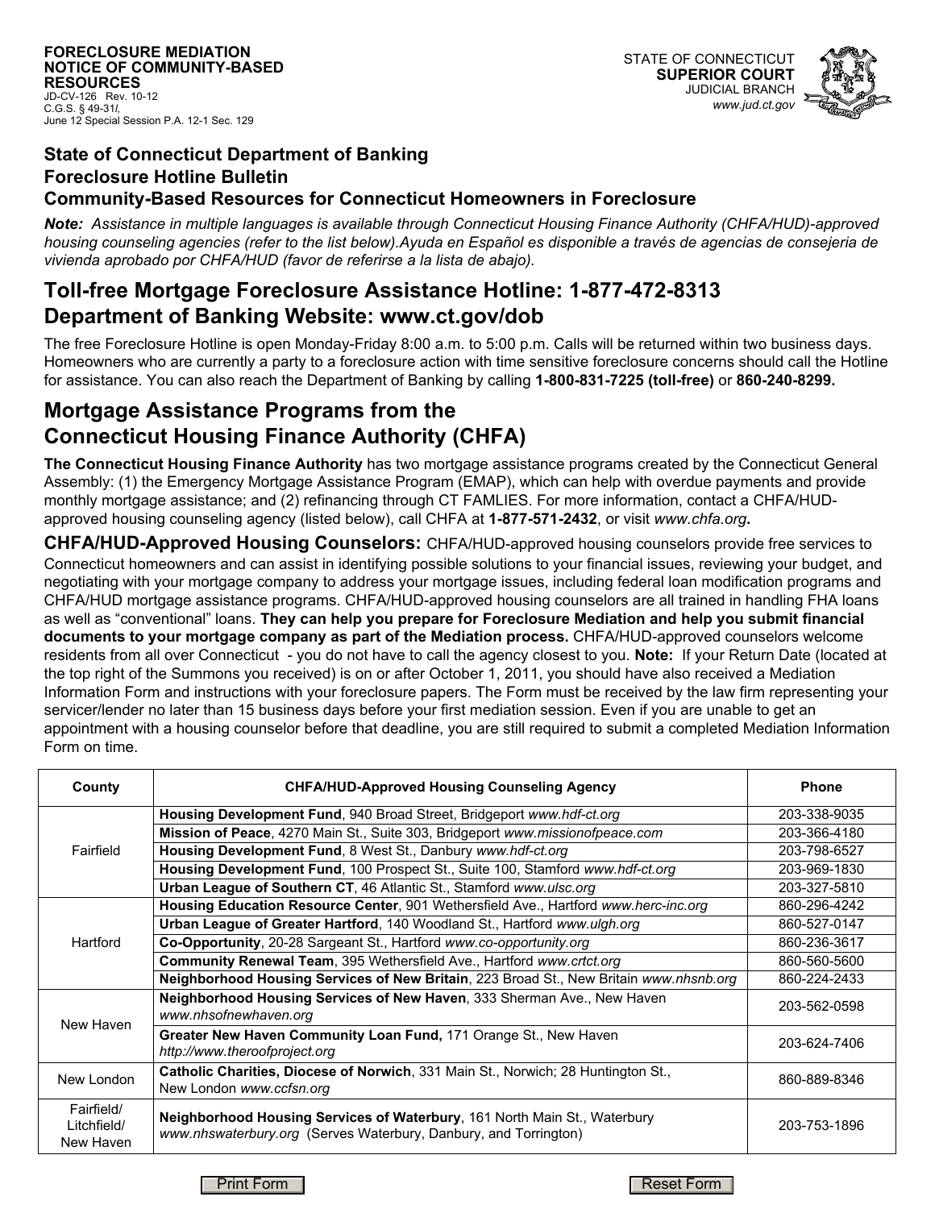**FORECLOSURE MEDIATION**
**NOTICE OF COMMUNITY-BASED RESOURCES**
JD-CV-126 Rev. 10-12
C.G.S. § 49-31*l*,
June 12 Special Session P.A. 12-1 Sec. 129

STATE OF CONNECTICUT
**SUPERIOR COURT**
JUDICIAL BRANCH
*www.jud.ct.gov*

### State of Connecticut Department of Banking
### Foreclosure Hotline Bulletin
### Community-Based Resources for Connecticut Homeowners in Foreclosure

***Note:** Assistance in multiple languages is available through Connecticut Housing Finance Authority (CHFA/HUD)-approved housing counseling agencies (refer to the list below).Ayuda en Español es disponible a través de agencias de consejeria de vivienda aprobado por CHFA/HUD (favor de referirse a la lista de abajo).*

## Toll-free Mortgage Foreclosure Assistance Hotline: 1-877-472-8313
## Department of Banking Website: www.ct.gov/dob

The free Foreclosure Hotline is open Monday-Friday 8:00 a.m. to 5:00 p.m. Calls will be returned within two business days. Homeowners who are currently a party to a foreclosure action with time sensitive foreclosure concerns should call the Hotline for assistance. You can also reach the Department of Banking by calling **1-800-831-7225 (toll-free)** or **860-240-8299.**

## Mortgage Assistance Programs from the Connecticut Housing Finance Authority (CHFA)

**The Connecticut Housing Finance Authority** has two mortgage assistance programs created by the Connecticut General Assembly: (1) the Emergency Mortgage Assistance Program (EMAP), which can help with overdue payments and provide monthly mortgage assistance; and (2) refinancing through CT FAMLIES. For more information, contact a CHFA/HUD-approved housing counseling agency (listed below), call CHFA at **1-877-571-2432**, or visit *www.chfa.org***.**

**CHFA/HUD-Approved Housing Counselors:** CHFA/HUD-approved housing counselors provide free services to Connecticut homeowners and can assist in identifying possible solutions to your financial issues, reviewing your budget, and negotiating with your mortgage company to address your mortgage issues, including federal loan modification programs and CHFA/HUD mortgage assistance programs. CHFA/HUD-approved housing counselors are all trained in handling FHA loans as well as "conventional" loans. **They can help you prepare for Foreclosure Mediation and help you submit financial documents to your mortgage company as part of the Mediation process.** CHFA/HUD-approved counselors welcome residents from all over Connecticut - you do not have to call the agency closest to you. **Note:** If your Return Date (located at the top right of the Summons you received) is on or after October 1, 2011, you should have also received a Mediation Information Form and instructions with your foreclosure papers. The Form must be received by the law firm representing your servicer/lender no later than 15 business days before your first mediation session. Even if you are unable to get an appointment with a housing counselor before that deadline, you are still required to submit a completed Mediation Information Form on time.

| County | CHFA/HUD-Approved Housing Counseling Agency | Phone |
|---|---|---|
| Fairfield | **Housing Development Fund**, 940 Broad Street, Bridgeport *www.hdf-ct.org* | 203-338-9035 |
| | **Mission of Peace**, 4270 Main St., Suite 303, Bridgeport *www.missionofpeace.com* | 203-366-4180 |
| | **Housing Development Fund**, 8 West St., Danbury *www.hdf-ct.org* | 203-798-6527 |
| | **Housing Development Fund**, 100 Prospect St., Suite 100, Stamford *www.hdf-ct.org* | 203-969-1830 |
| | **Urban League of Southern CT**, 46 Atlantic St., Stamford *www.ulsc.org* | 203-327-5810 |
| Hartford | **Housing Education Resource Center**, 901 Wethersfield Ave., Hartford *www.herc-inc.org* | 860-296-4242 |
| | **Urban League of Greater Hartford**, 140 Woodland St., Hartford *www.ulgh.org* | 860-527-0147 |
| | **Co-Opportunity**, 20-28 Sargeant St., Hartford *www.co-opportunity.org* | 860-236-3617 |
| | **Community Renewal Team**, 395 Wethersfield Ave., Hartford *www.crtct.org* | 860-560-5600 |
| | **Neighborhood Housing Services of New Britain**, 223 Broad St., New Britain *www.nhsnb.org* | 860-224-2433 |
| New Haven | **Neighborhood Housing Services of New Haven**, 333 Sherman Ave., New Haven *www.nhsofnewhaven.org* | 203-562-0598 |
| | **Greater New Haven Community Loan Fund,** 171 Orange St., New Haven *http://www.theroofproject.org* | 203-624-7406 |
| New London | **Catholic Charities, Diocese of Norwich**, 331 Main St., Norwich; 28 Huntington St., New London *www.ccfsn.org* | 860-889-8346 |
| Fairfield/ Litchfield/ New Haven | **Neighborhood Housing Services of Waterbury**, 161 North Main St., Waterbury *www.nhswaterbury.org* (Serves Waterbury, Danbury, and Torrington) | 203-753-1896 |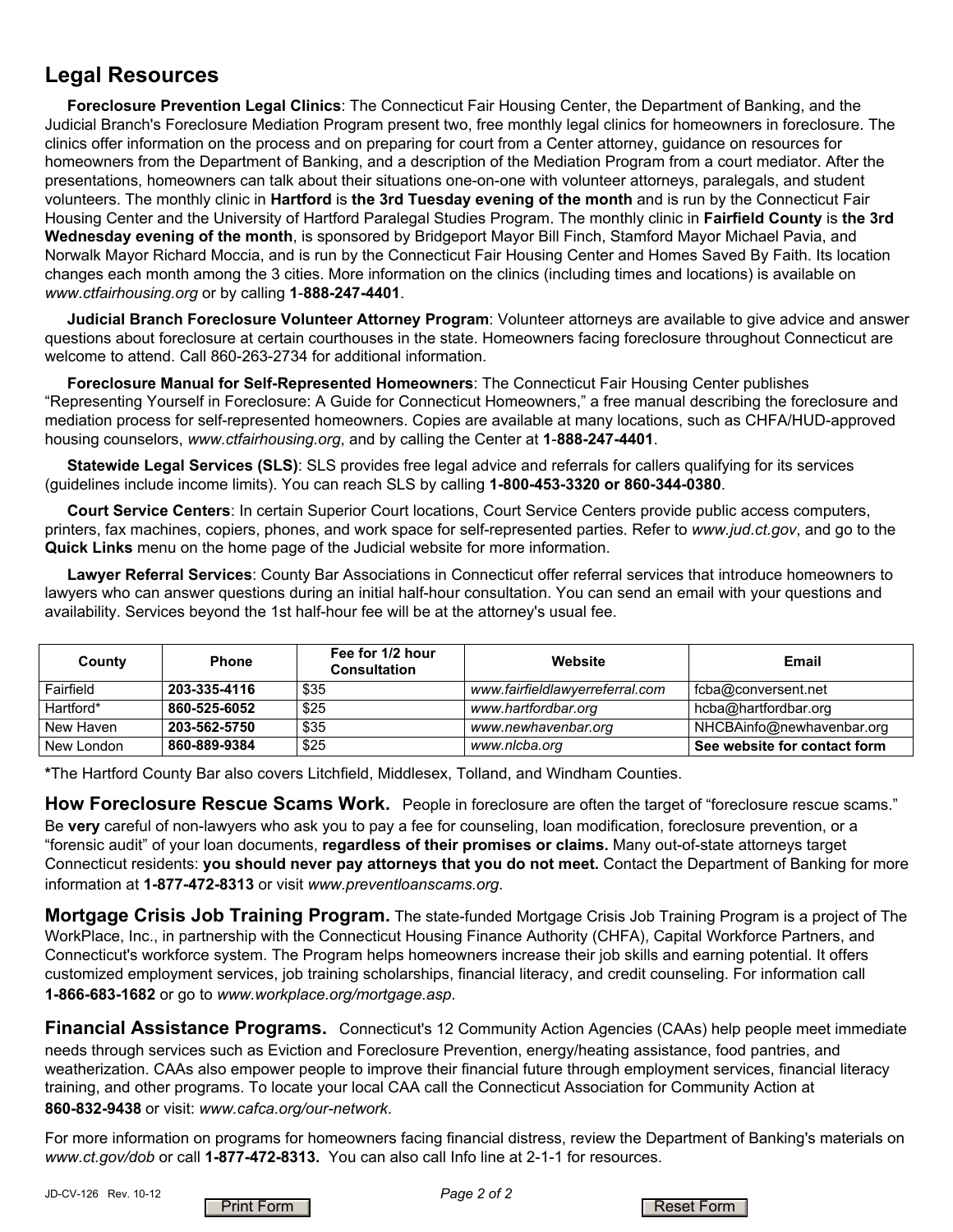## Legal Resources

**Foreclosure Prevention Legal Clinics**: The Connecticut Fair Housing Center, the Department of Banking, and the Judicial Branch's Foreclosure Mediation Program present two, free monthly legal clinics for homeowners in foreclosure. The clinics offer information on the process and on preparing for court from a Center attorney, guidance on resources for homeowners from the Department of Banking, and a description of the Mediation Program from a court mediator. After the presentations, homeowners can talk about their situations one-on-one with volunteer attorneys, paralegals, and student volunteers. The monthly clinic in **Hartford** is **the 3rd Tuesday evening of the month** and is run by the Connecticut Fair Housing Center and the University of Hartford Paralegal Studies Program. The monthly clinic in **Fairfield County** is **the 3rd Wednesday evening of the month**, is sponsored by Bridgeport Mayor Bill Finch, Stamford Mayor Michael Pavia, and Norwalk Mayor Richard Moccia, and is run by the Connecticut Fair Housing Center and Homes Saved By Faith. Its location changes each month among the 3 cities. More information on the clinics (including times and locations) is available on *www.ctfairhousing.org* or by calling **1-888-247-4401**.

**Judicial Branch Foreclosure Volunteer Attorney Program**: Volunteer attorneys are available to give advice and answer questions about foreclosure at certain courthouses in the state. Homeowners facing foreclosure throughout Connecticut are welcome to attend. Call 860-263-2734 for additional information.

**Foreclosure Manual for Self-Represented Homeowners**: The Connecticut Fair Housing Center publishes "Representing Yourself in Foreclosure: A Guide for Connecticut Homeowners," a free manual describing the foreclosure and mediation process for self-represented homeowners. Copies are available at many locations, such as CHFA/HUD-approved housing counselors, *www.ctfairhousing.org*, and by calling the Center at **1-888-247-4401**.

**Statewide Legal Services (SLS)**: SLS provides free legal advice and referrals for callers qualifying for its services (guidelines include income limits). You can reach SLS by calling **1-800-453-3320 or 860-344-0380**.

**Court Service Centers**: In certain Superior Court locations, Court Service Centers provide public access computers, printers, fax machines, copiers, phones, and work space for self-represented parties. Refer to *www.jud.ct.gov*, and go to the **Quick Links** menu on the home page of the Judicial website for more information.

**Lawyer Referral Services**: County Bar Associations in Connecticut offer referral services that introduce homeowners to lawyers who can answer questions during an initial half-hour consultation. You can send an email with your questions and availability. Services beyond the 1st half-hour fee will be at the attorney's usual fee.

| County | Phone | Fee for 1/2 hour Consultation | Website | Email |
|---|---|---|---|---|
| Fairfield | **203-335-4116** | $35 | *www.fairfieldlawyerreferral.com* | fcba@conversent.net |
| Hartford* | **860-525-6052** | $25 | *www.hartfordbar.org* | hcba@hartfordbar.org |
| New Haven | **203-562-5750** | $35 | *www.newhavenbar.org* | NHCBAinfo@newhavenbar.org |
| New London | **860-889-9384** | $25 | *www.nlcba.org* | **See website for contact form** |

**\***The Hartford County Bar also covers Litchfield, Middlesex, Tolland, and Windham Counties.

**How Foreclosure Rescue Scams Work.** People in foreclosure are often the target of "foreclosure rescue scams." Be **very** careful of non-lawyers who ask you to pay a fee for counseling, loan modification, foreclosure prevention, or a "forensic audit" of your loan documents, **regardless of their promises or claims.** Many out-of-state attorneys target Connecticut residents: **you should never pay attorneys that you do not meet.** Contact the Department of Banking for more information at **1-877-472-8313** or visit *www.preventloanscams.org*.

**Mortgage Crisis Job Training Program.** The state-funded Mortgage Crisis Job Training Program is a project of The WorkPlace, Inc., in partnership with the Connecticut Housing Finance Authority (CHFA), Capital Workforce Partners, and Connecticut's workforce system. The Program helps homeowners increase their job skills and earning potential. It offers customized employment services, job training scholarships, financial literacy, and credit counseling. For information call **1-866-683-1682** or go to *www.workplace.org/mortgage.asp*.

**Financial Assistance Programs.** Connecticut's 12 Community Action Agencies (CAAs) help people meet immediate needs through services such as Eviction and Foreclosure Prevention, energy/heating assistance, food pantries, and weatherization. CAAs also empower people to improve their financial future through employment services, financial literacy training, and other programs. To locate your local CAA call the Connecticut Association for Community Action at **860-832-9438** or visit: *www.cafca.org/our-network*.

For more information on programs for homeowners facing financial distress, review the Department of Banking's materials on *www.ct.gov/dob* or call **1-877-472-8313.** You can also call Info line at 2-1-1 for resources.

JD-CV-126 Rev. 10-12